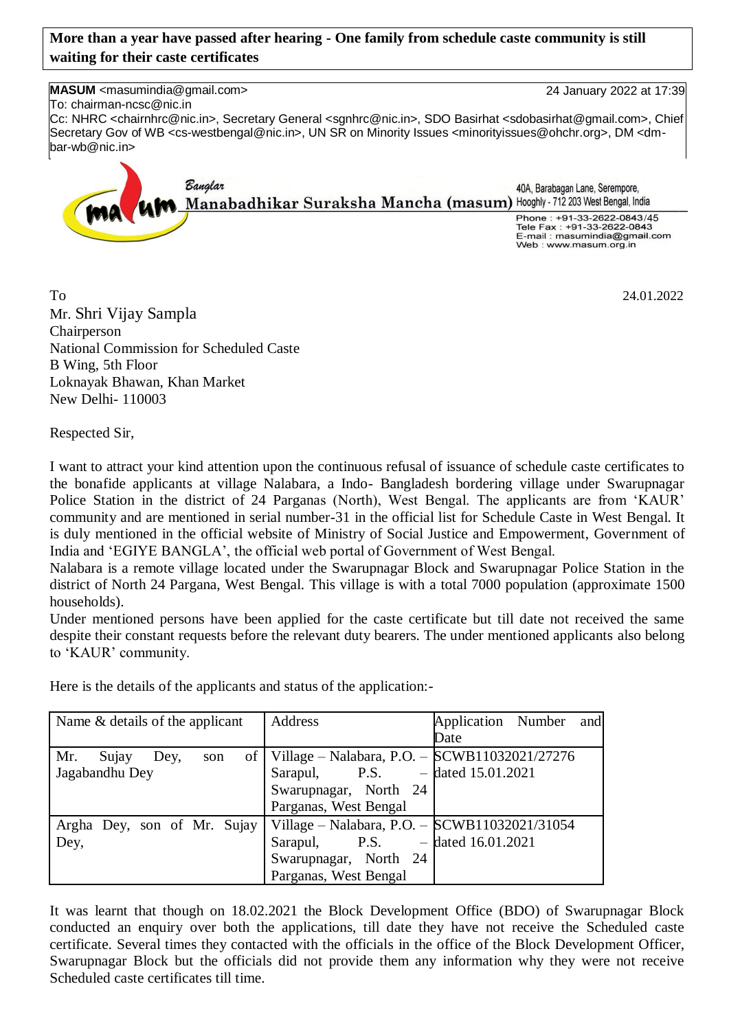**More than a year have passed after hearing - One family from schedule caste community is still waiting for their caste certificates**

**MASUM** <masumindia@gmail.com> 24 January 2022 at 17:39
To: chairman-ncsc@nic.in
Cc: NHRC <chairnhrc@nic.in>, Secretary General <sgnhrc@nic.in>, SDO Basirhat <sdobasirhat@gmail.com>, Chief Secretary Gov of WB <cs-westbengal@nic.in>, UN SR on Minority Issues <minorityissues@ohchr.org>, DM <dm-bar-wb@nic.in>

Banglar Manabadhikar Suraksha Mancha (masum)
40A, Barabagan Lane, Serempore, Hooghly - 712 203 West Bengal, India
Phone : +91-33-2622-0843/45
Tele Fax : +91-33-2622-0843
E-mail : masumindia@gmail.com
Web : www.masum.org.in

To 24.01.2022

Mr. Shri Vijay Sampla
Chairperson
National Commission for Scheduled Caste
B Wing, 5th Floor
Loknayak Bhawan, Khan Market
New Delhi- 110003

Respected Sir,

I want to attract your kind attention upon the continuous refusal of issuance of schedule caste certificates to the bonafide applicants at village Nalabara, a Indo- Bangladesh bordering village under Swarupnagar Police Station in the district of 24 Parganas (North), West Bengal. The applicants are from 'KAUR' community and are mentioned in serial number-31 in the official list for Schedule Caste in West Bengal. It is duly mentioned in the official website of Ministry of Social Justice and Empowerment, Government of India and 'EGIYE BANGLA', the official web portal of Government of West Bengal.

Nalabara is a remote village located under the Swarupnagar Block and Swarupnagar Police Station in the district of North 24 Pargana, West Bengal. This village is with a total 7000 population (approximate 1500 households).

Under mentioned persons have been applied for the caste certificate but till date not received the same despite their constant requests before the relevant duty bearers. The under mentioned applicants also belong to 'KAUR' community.

Here is the details of the applicants and status of the application:-

| Name & details of the applicant | Address | Application Number and Date |
|---|---|---|
| Mr. Sujay Dey, son of Jagabandhu Dey | Village – Nalabara, P.O. – Sarapul, P.S. – Swarupnagar, North 24 Parganas, West Bengal | SCWB11032021/27276 dated 15.01.2021 |
| Argha Dey, son of Mr. Sujay Dey, | Village – Nalabara, P.O. – Sarapul, P.S. – Swarupnagar, North 24 Parganas, West Bengal | SCWB11032021/31054 dated 16.01.2021 |

It was learnt that though on 18.02.2021 the Block Development Office (BDO) of Swarupnagar Block conducted an enquiry over both the applications, till date they have not receive the Scheduled caste certificate. Several times they contacted with the officials in the office of the Block Development Officer, Swarupnagar Block but the officials did not provide them any information why they were not receive Scheduled caste certificates till time.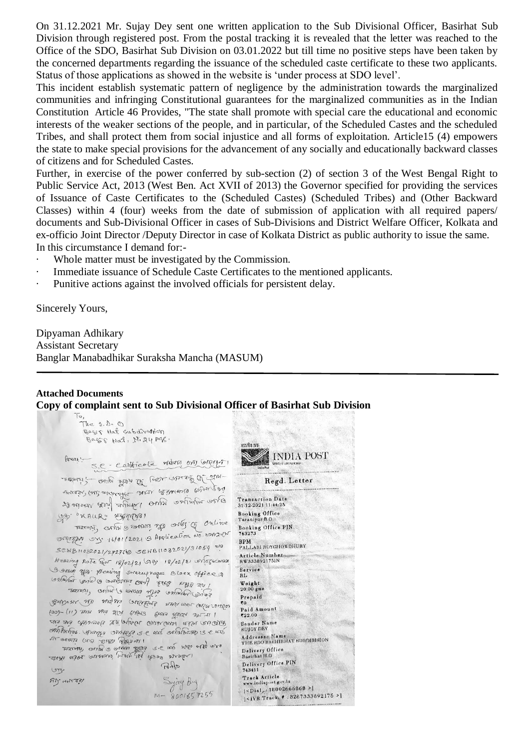On 31.12.2021 Mr. Sujay Dey sent one written application to the Sub Divisional Officer, Basirhat Sub Division through registered post. From the postal tracking it is revealed that the letter was reached to the Office of the SDO, Basirhat Sub Division on 03.01.2022 but till time no positive steps have been taken by the concerned departments regarding the issuance of the scheduled caste certificate to these two applicants. Status of those applications as showed in the website is 'under process at SDO level'.

This incident establish systematic pattern of negligence by the administration towards the marginalized communities and infringing Constitutional guarantees for the marginalized communities as in the Indian Constitution Article 46 Provides, "The state shall promote with special care the educational and economic interests of the weaker sections of the people, and in particular, of the Scheduled Castes and the scheduled Tribes, and shall protect them from social injustice and all forms of exploitation. Article15 (4) empowers the state to make special provisions for the advancement of any socially and educationally backward classes of citizens and for Scheduled Castes.

Further, in exercise of the power conferred by sub-section (2) of section 3 of the West Bengal Right to Public Service Act, 2013 (West Ben. Act XVII of 2013) the Governor specified for providing the services of Issuance of Caste Certificates to the (Scheduled Castes) (Scheduled Tribes) and (Other Backward Classes) within 4 (four) weeks from the date of submission of application with all required papers/ documents and Sub-Divisional Officer in cases of Sub-Divisions and District Welfare Officer, Kolkata and ex-officio Joint Director /Deputy Director in case of Kolkata District as public authority to issue the same.

In this circumstance I demand for:-

- Whole matter must be investigated by the Commission.
- Immediate issuance of Schedule Caste Certificates to the mentioned applicants.
- Punitive actions against the involved officials for persistent delay.

Sincerely Yours,

Dipyaman Adhikary
Assistant Secretary
Banglar Manabadhikar Suraksha Mancha (MASUM)

**Attached Documents**

**Copy of complaint sent to Sub Divisional Officer of Basirhat Sub Division**

To,
The S.D.O
Basir Hat Subdivision
Basir Hat, N. 24 PGS.

বিষয়: S.C. Certificate ...

... "KAUR" ...
... Online ... 14/01/2021 ... Application no. ...
SCWB11082021/272766 ... SCWB11082021/31054 ...
Hearing Date ... 18/02/21 ... 18/02/21 ...
... Hearing Swarupnagar Block office ...

Sujay Dey
M- 8001657255

INDIA POST

Regd. Letter

Transaction Date
31-12-2021 11:44:25
Booking Office
Taranipur B.O
Booking Office PIN
743273
BPM
PALLABI ROYCHOWDHURY
Article Number
RW333892175IN
Service
RL
Weight
20.00 gms
Prepaid
₹0
Paid Amount
₹22.00
Sender Name
SUJOY DEY
Addressee Name
THE SDO BASHIRHAT SUBDIBISION
Delivery Office
Basirhat H.O
Delivery Office PIN
743411
Track Article
www.indiapost.gov.in
|<Dial : 18002666868 >|
|<IVR Track # : 8287333892175 >|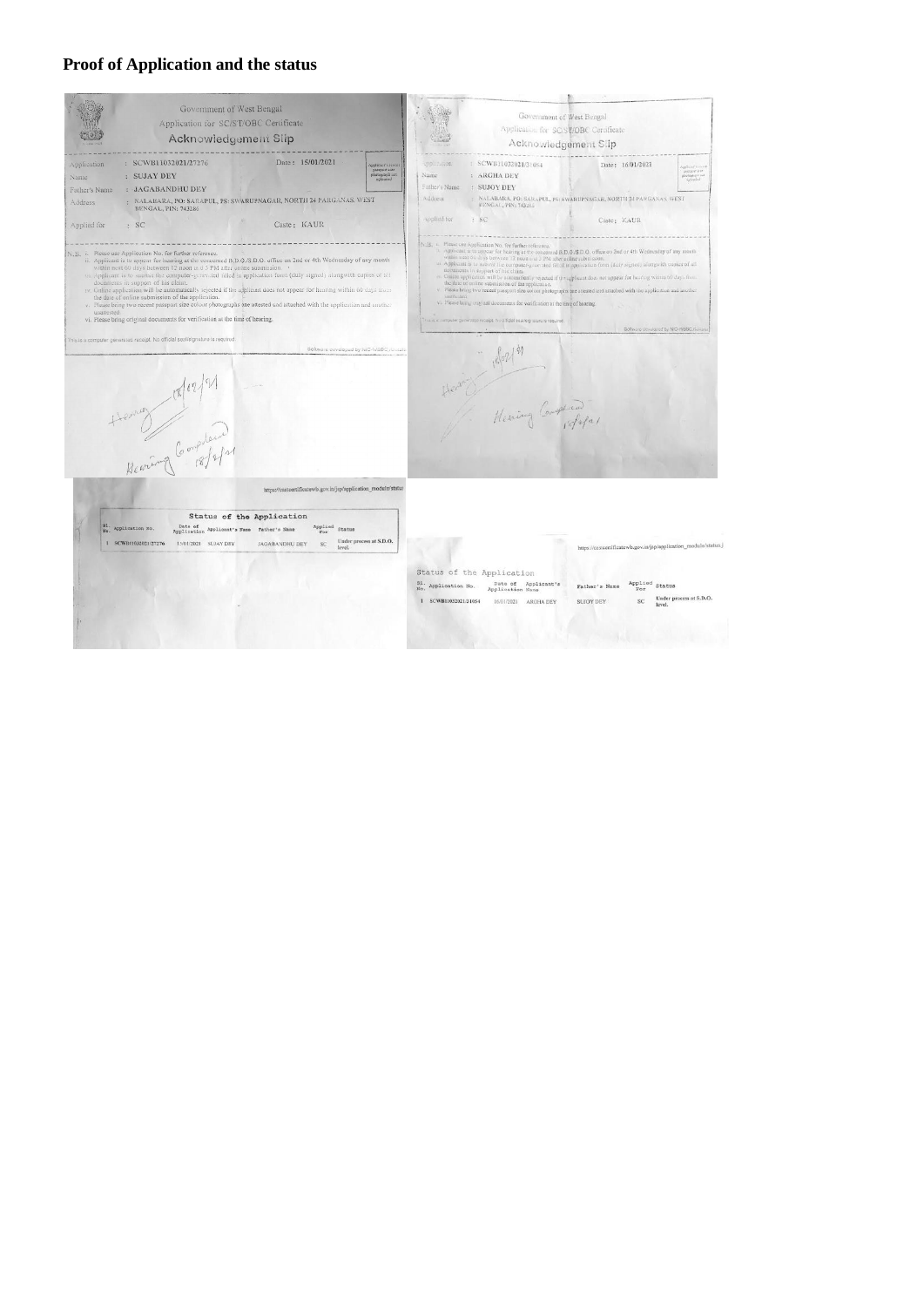# Proof of Application and the status

Government of West Bengal
Application for SC/ST/OBC Certificate
Acknowledgement Slip

| | | | |
|---|---|---|---|
| Application | : SCWB110322021/27276 | Date : | 15/01/2021 |
| Name | : SUJAY DEY | | |
| Father's Name | : JAGABANDHU DEY | | |
| Address | : NALABARA, PO: SARAPUL, PS: SWARUPNAGAR, NORTH 24 PARGANAS, WEST BENGAL, PIN: 743286 | | |
| Applied for | : SC | Caste : | KAUR |

N.B. i. Please use Application No. for further reference.
ii. Applicant is to appear for hearing at the concerned B.D.O./S.D.O. office on 2nd or 4th Wednesday of any month within next 60 days between 12 noon and 3 PM after online submission.
iii. Applicant is to submit the computer-generated filled in application form (duly signed) alongwith copies of all documents in support of his claim.
iv. Online application will be automatically rejected if the applicant does not appear for hearing within 60 days from the date of online submission of the application.
v. Please bring two recent passport size colour photographs one attested and attached with the application and another unattested.
vi. Please bring original documents for verification at the time of hearing.

This is a computer generated receipt. No official seal/signature is required.

Software developed by NIC-WBSC

Hearing 18/02/21
Hearing Completed 18/2/21

Government of West Bengal
Application for SC/ST/OBC Certificate
Acknowledgement Slip

| | | | |
|---|---|---|---|
| Application | : SCWB110322021/31054 | Date : | 16/01/2021 |
| Name | : ARGHA DEY | | |
| Father's Name | : SUJOY DEY | | |
| Address | : NALABARA, PO: SARAPUL, PS: SWARUPNAGAR, NORTH 24 PARGANAS, WEST BENGAL, PIN: 743286 | | |
| Applied for | : SC | Caste : | KAUR |

N.B. i. Please use Application No. for further reference.
ii. Applicant is to appear for hearing at the concerned B.D.O./S.D.O. office on 2nd or 4th Wednesday of any month within next 60 days between 12 noon and 3 PM after online submission.
iii. Applicant is to submit the computer-generated filled in application form (duly signed) alongwith copies of all documents in support of his claim.
iv. Online application will be automatically rejected if the applicant does not appear for hearing within 60 days from the date of online submission of the application.
v. Please bring two recent passport size colour photographs one attested and attached with the application and another unattested.
vi. Please bring original documents for verification at the time of hearing.

This is a computer generated receipt. No official seal/signature is required.

Software developed by NIC-WBSC

Hearing 18/02/21
Hearing Completed 18/2/21

https://castcertificatewb.gov.in/jsp/application_module/status

**Status of the Application**

| Sl. No. | Application No. | Date of Application | Applicant's Name | Father's Name | Applied For | Status |
|---|---|---|---|---|---|---|
| 1 | SCWB110322021/27276 | 15/01/2021 | SUJAY DEY | JAGABANDHU DEY | SC | Under process at S.D.O. level. |

https://castcertificatewb.gov.in/jsp/application_module/status.j

**Status of the Application**

| Sl. No. | Application No. | Date of Application | Applicant's Name | Father's Name | Applied For | Status |
|---|---|---|---|---|---|---|
| 1 | SCWB110322021/31054 | 16/01/2021 | ARGHA DEY | SUJOY DEY | SC | Under process at S.D.O. level. |